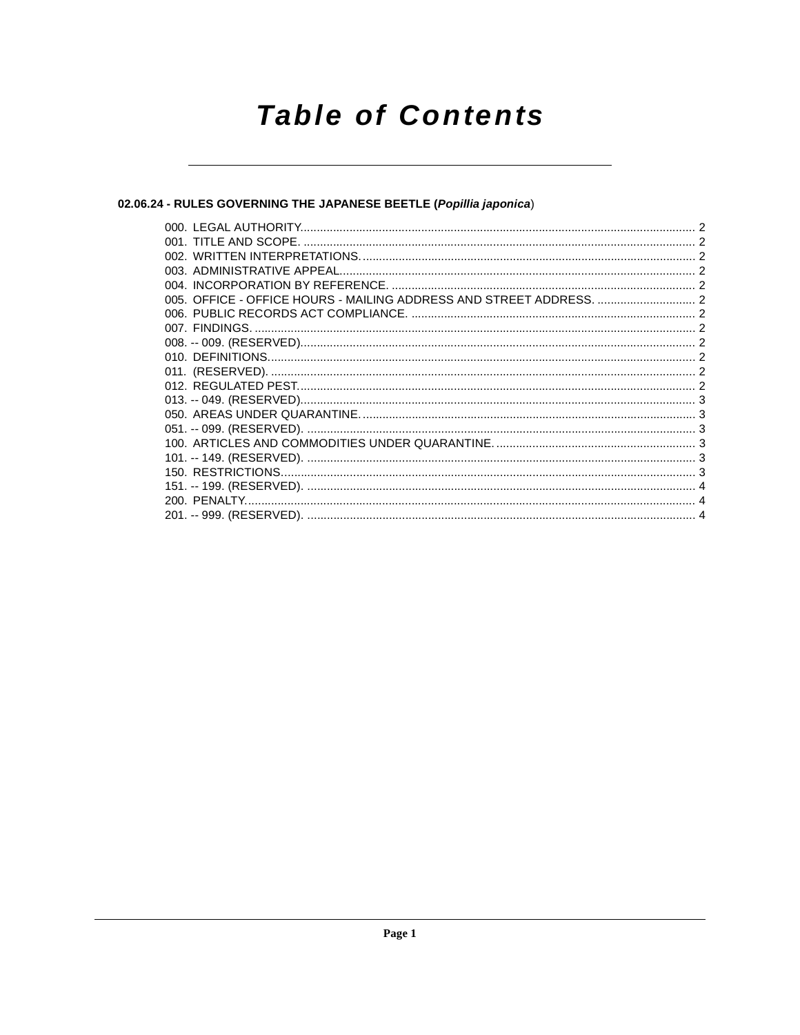# Table of Contents

## 02.06.24 - RULES GOVERNING THE JAPANESE BEETLE (*Popillia japonica*)

000. LEGAL AUTHORITY. ........................................................................ 2
001. TITLE AND SCOPE. ........................................................................ 2
002. WRITTEN INTERPRETATIONS. ........................................................................ 2
003. ADMINISTRATIVE APPEAL. ........................................................................ 2
004. INCORPORATION BY REFERENCE. ........................................................................ 2
005. OFFICE - OFFICE HOURS - MAILING ADDRESS AND STREET ADDRESS. ........................................ 2
006. PUBLIC RECORDS ACT COMPLIANCE. ........................................................................ 2
007. FINDINGS. ........................................................................ 2
008. -- 009. (RESERVED). ........................................................................ 2
010. DEFINITIONS. ........................................................................ 2
011. (RESERVED). ........................................................................ 2
012. REGULATED PEST. ........................................................................ 2
013. -- 049. (RESERVED). ........................................................................ 3
050. AREAS UNDER QUARANTINE. ........................................................................ 3
051. -- 099. (RESERVED). ........................................................................ 3
100. ARTICLES AND COMMODITIES UNDER QUARANTINE. ........................................................ 3
101. -- 149. (RESERVED). ........................................................................ 3
150. RESTRICTIONS. ........................................................................ 3
151. -- 199. (RESERVED). ........................................................................ 4
200. PENALTY. ........................................................................ 4
201. -- 999. (RESERVED). ........................................................................ 4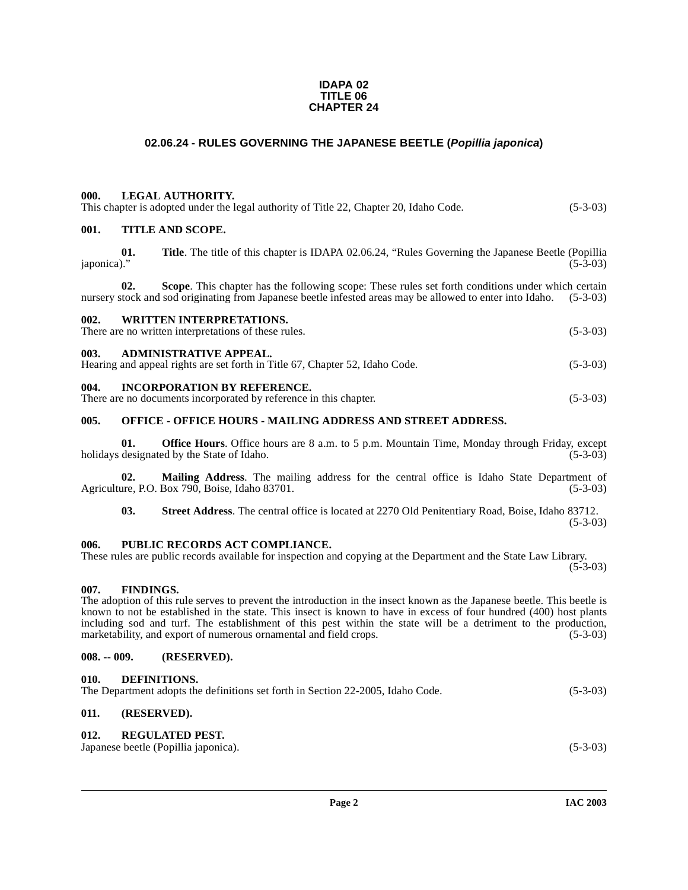**IDAPA 02**
**TITLE 06**
**CHAPTER 24**

## 02.06.24 - RULES GOVERNING THE JAPANESE BEETLE (*Popillia japonica*)

**000. LEGAL AUTHORITY.**
This chapter is adopted under the legal authority of Title 22, Chapter 20, Idaho Code. (5-3-03)

**001. TITLE AND SCOPE.**

**01. Title**. The title of this chapter is IDAPA 02.06.24, "Rules Governing the Japanese Beetle (Popillia japonica)." (5-3-03)

**02. Scope**. This chapter has the following scope: These rules set forth conditions under which certain nursery stock and sod originating from Japanese beetle infested areas may be allowed to enter into Idaho. (5-3-03)

**002. WRITTEN INTERPRETATIONS.**
There are no written interpretations of these rules. (5-3-03)

**003. ADMINISTRATIVE APPEAL.**
Hearing and appeal rights are set forth in Title 67, Chapter 52, Idaho Code. (5-3-03)

**004. INCORPORATION BY REFERENCE.**
There are no documents incorporated by reference in this chapter. (5-3-03)

**005. OFFICE - OFFICE HOURS - MAILING ADDRESS AND STREET ADDRESS.**

**01. Office Hours**. Office hours are 8 a.m. to 5 p.m. Mountain Time, Monday through Friday, except holidays designated by the State of Idaho. (5-3-03)

**02. Mailing Address**. The mailing address for the central office is Idaho State Department of Agriculture, P.O. Box 790, Boise, Idaho 83701. (5-3-03)

**03. Street Address**. The central office is located at 2270 Old Penitentiary Road, Boise, Idaho 83712. (5-3-03)

**006. PUBLIC RECORDS ACT COMPLIANCE.**
These rules are public records available for inspection and copying at the Department and the State Law Library. (5-3-03)

**007. FINDINGS.**
The adoption of this rule serves to prevent the introduction in the insect known as the Japanese beetle. This beetle is known to not be established in the state. This insect is known to have in excess of four hundred (400) host plants including sod and turf. The establishment of this pest within the state will be a detriment to the production, marketability, and export of numerous ornamental and field crops. (5-3-03)

**008. -- 009. (RESERVED).**

**010. DEFINITIONS.**
The Department adopts the definitions set forth in Section 22-2005, Idaho Code. (5-3-03)

**011. (RESERVED).**

**012. REGULATED PEST.**
Japanese beetle (Popillia japonica). (5-3-03)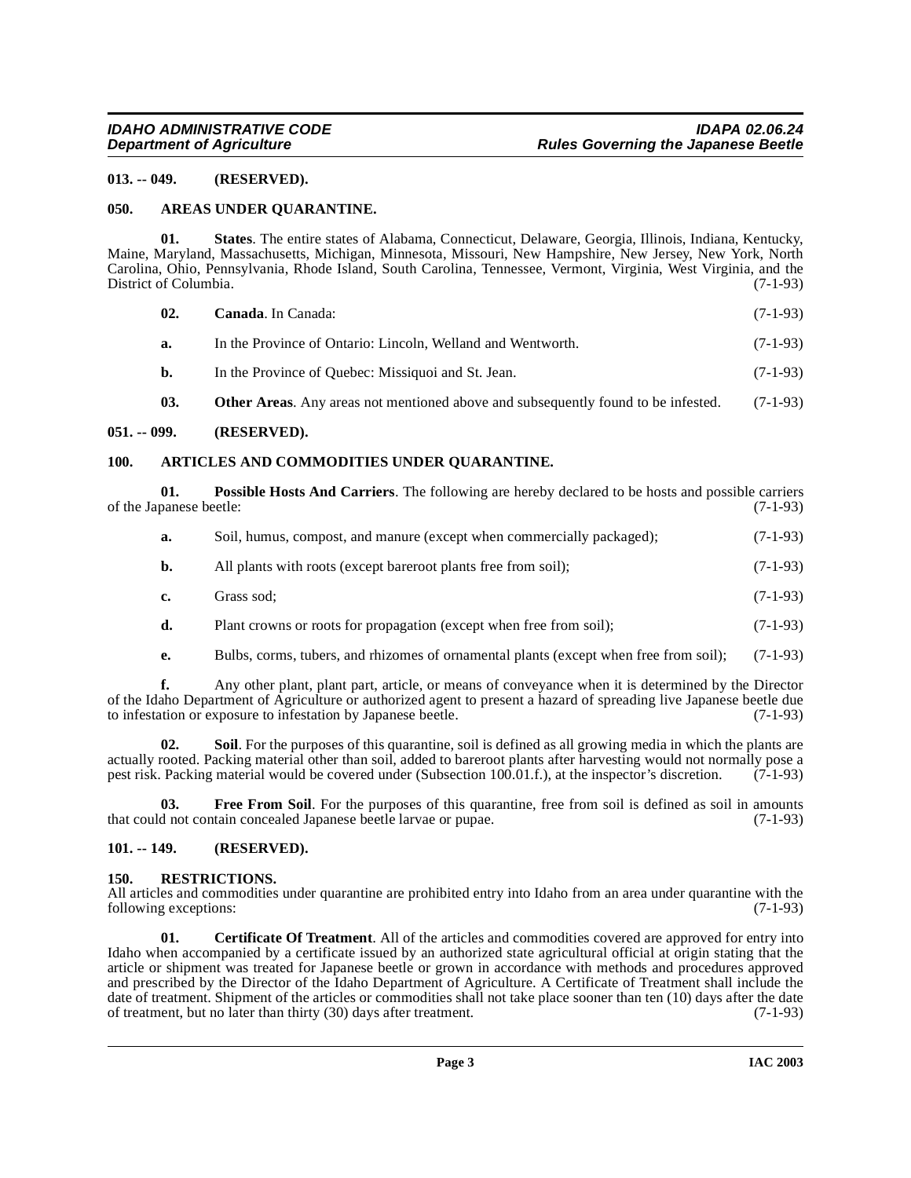## 013. -- 049. (RESERVED).

## 050. AREAS UNDER QUARANTINE.

**01. States**. The entire states of Alabama, Connecticut, Delaware, Georgia, Illinois, Indiana, Kentucky, Maine, Maryland, Massachusetts, Michigan, Minnesota, Missouri, New Hampshire, New Jersey, New York, North Carolina, Ohio, Pennsylvania, Rhode Island, South Carolina, Tennessee, Vermont, Virginia, West Virginia, and the District of Columbia. (7-1-93)

**02. Canada**. In Canada: (7-1-93)

**a.** In the Province of Ontario: Lincoln, Welland and Wentworth. (7-1-93)

**b.** In the Province of Quebec: Missiquoi and St. Jean. (7-1-93)

**03. Other Areas**. Any areas not mentioned above and subsequently found to be infested. (7-1-93)

## 051. -- 099. (RESERVED).

## 100. ARTICLES AND COMMODITIES UNDER QUARANTINE.

**01. Possible Hosts And Carriers**. The following are hereby declared to be hosts and possible carriers of the Japanese beetle: (7-1-93)

**a.** Soil, humus, compost, and manure (except when commercially packaged); (7-1-93)

**b.** All plants with roots (except bareroot plants free from soil); (7-1-93)

**c.** Grass sod; (7-1-93)

**d.** Plant crowns or roots for propagation (except when free from soil); (7-1-93)

**e.** Bulbs, corms, tubers, and rhizomes of ornamental plants (except when free from soil); (7-1-93)

**f.** Any other plant, plant part, article, or means of conveyance when it is determined by the Director of the Idaho Department of Agriculture or authorized agent to present a hazard of spreading live Japanese beetle due to infestation or exposure to infestation by Japanese beetle. (7-1-93)

**02. Soil**. For the purposes of this quarantine, soil is defined as all growing media in which the plants are actually rooted. Packing material other than soil, added to bareroot plants after harvesting would not normally pose a pest risk. Packing material would be covered under (Subsection 100.01.f.), at the inspector's discretion. (7-1-93)

**03. Free From Soil**. For the purposes of this quarantine, free from soil is defined as soil in amounts that could not contain concealed Japanese beetle larvae or pupae. (7-1-93)

## 101. -- 149. (RESERVED).

## 150. RESTRICTIONS.

All articles and commodities under quarantine are prohibited entry into Idaho from an area under quarantine with the following exceptions: (7-1-93)

**01. Certificate Of Treatment**. All of the articles and commodities covered are approved for entry into Idaho when accompanied by a certificate issued by an authorized state agricultural official at origin stating that the article or shipment was treated for Japanese beetle or grown in accordance with methods and procedures approved and prescribed by the Director of the Idaho Department of Agriculture. A Certificate of Treatment shall include the date of treatment. Shipment of the articles or commodities shall not take place sooner than ten (10) days after the date of treatment, but no later than thirty (30) days after treatment. (7-1-93)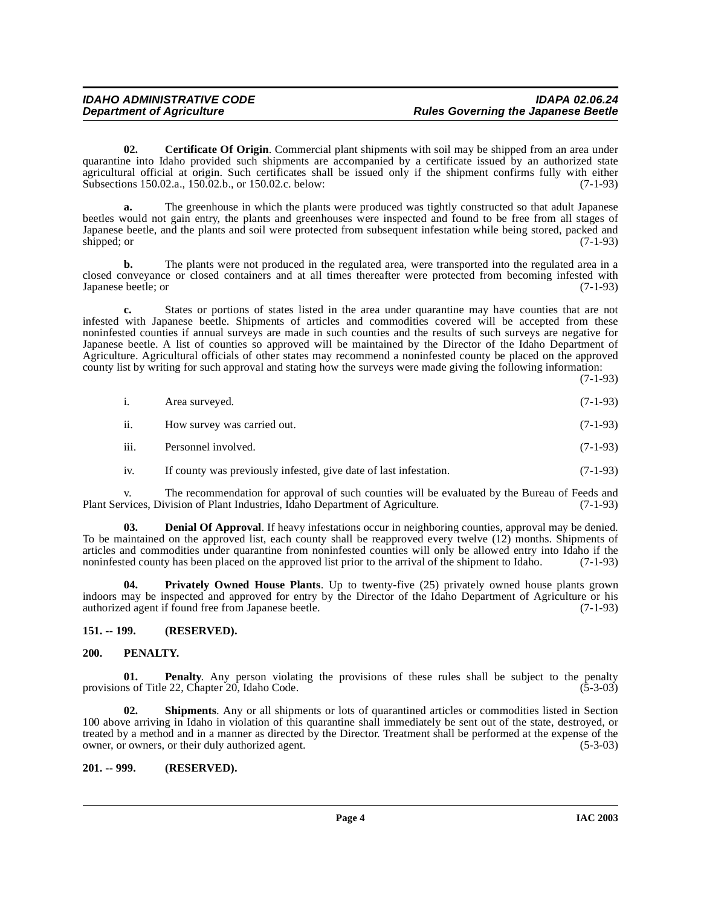**02. Certificate Of Origin**. Commercial plant shipments with soil may be shipped from an area under quarantine into Idaho provided such shipments are accompanied by a certificate issued by an authorized state agricultural official at origin. Such certificates shall be issued only if the shipment confirms fully with either Subsections 150.02.a., 150.02.b., or 150.02.c. below: (7-1-93)

**a.** The greenhouse in which the plants were produced was tightly constructed so that adult Japanese beetles would not gain entry, the plants and greenhouses were inspected and found to be free from all stages of Japanese beetle, and the plants and soil were protected from subsequent infestation while being stored, packed and shipped; or (7-1-93)

**b.** The plants were not produced in the regulated area, were transported into the regulated area in a closed conveyance or closed containers and at all times thereafter were protected from becoming infested with Japanese beetle; or (7-1-93)

**c.** States or portions of states listed in the area under quarantine may have counties that are not infested with Japanese beetle. Shipments of articles and commodities covered will be accepted from these noninfested counties if annual surveys are made in such counties and the results of such surveys are negative for Japanese beetle. A list of counties so approved will be maintained by the Director of the Idaho Department of Agriculture. Agricultural officials of other states may recommend a noninfested county be placed on the approved county list by writing for such approval and stating how the surveys were made giving the following information: (7-1-93)

i. Area surveyed. (7-1-93)

ii. How survey was carried out. (7-1-93)

iii. Personnel involved. (7-1-93)

iv. If county was previously infested, give date of last infestation. (7-1-93)

v. The recommendation for approval of such counties will be evaluated by the Bureau of Feeds and Plant Services, Division of Plant Industries, Idaho Department of Agriculture. (7-1-93)

**03. Denial Of Approval**. If heavy infestations occur in neighboring counties, approval may be denied. To be maintained on the approved list, each county shall be reapproved every twelve (12) months. Shipments of articles and commodities under quarantine from noninfested counties will only be allowed entry into Idaho if the noninfested county has been placed on the approved list prior to the arrival of the shipment to Idaho. (7-1-93)

**04. Privately Owned House Plants**. Up to twenty-five (25) privately owned house plants grown indoors may be inspected and approved for entry by the Director of the Idaho Department of Agriculture or his authorized agent if found free from Japanese beetle. (7-1-93)

## 151. -- 199. (RESERVED).

## 200. PENALTY.

**01. Penalty**. Any person violating the provisions of these rules shall be subject to the penalty provisions of Title 22, Chapter 20, Idaho Code. (5-3-03)

**02. Shipments**. Any or all shipments or lots of quarantined articles or commodities listed in Section 100 above arriving in Idaho in violation of this quarantine shall immediately be sent out of the state, destroyed, or treated by a method and in a manner as directed by the Director. Treatment shall be performed at the expense of the owner, or owners, or their duly authorized agent. (5-3-03)

## 201. -- 999. (RESERVED).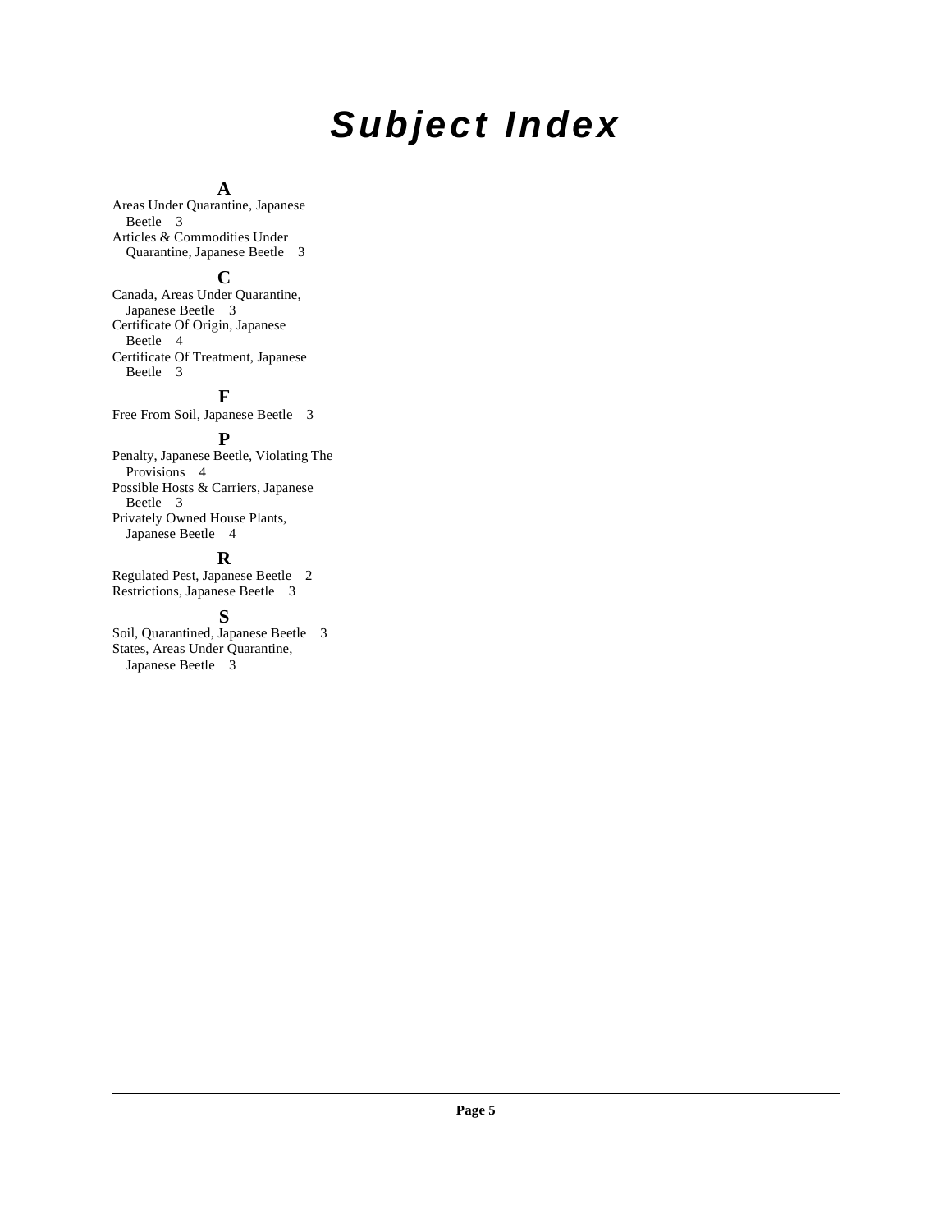# *Subject Index*

## A

Areas Under Quarantine, Japanese Beetle 3

Articles & Commodities Under Quarantine, Japanese Beetle 3

## C

Canada, Areas Under Quarantine, Japanese Beetle 3

Certificate Of Origin, Japanese Beetle 4

Certificate Of Treatment, Japanese Beetle 3

## F

Free From Soil, Japanese Beetle 3

## P

Penalty, Japanese Beetle, Violating The Provisions 4

Possible Hosts & Carriers, Japanese Beetle 3

Privately Owned House Plants, Japanese Beetle 4

## R

Regulated Pest, Japanese Beetle 2

Restrictions, Japanese Beetle 3

## S

Soil, Quarantined, Japanese Beetle 3

States, Areas Under Quarantine, Japanese Beetle 3